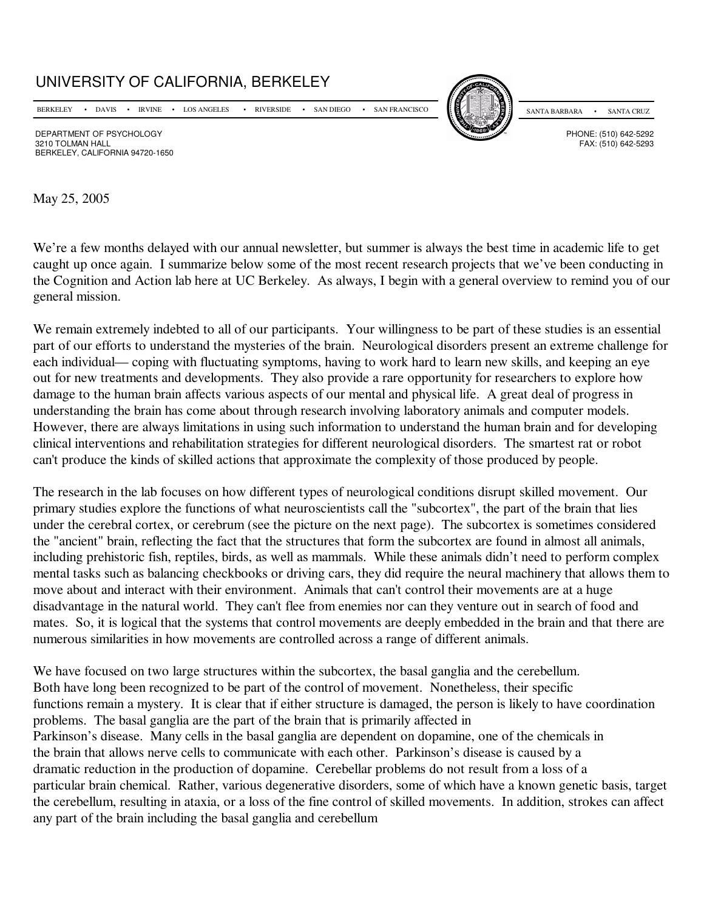# UNIVERSITY OF CALIFORNIA, BERKELEY

BERKELEY • DAVIS • IRVINE • LOS ANGELES • RIVERSIDE • SAN DIEGO • SAN FRANCISCO SANTA BARBARA • SANTA CRUZ

DEPARTMENT OF PSYCHOLOGY
3210 TOLMAN HALL
BERKELEY, CALIFORNIA 94720-1650

PHONE: (510) 642-5292
FAX: (510) 642-5293

May 25, 2005

We're a few months delayed with our annual newsletter, but summer is always the best time in academic life to get caught up once again. I summarize below some of the most recent research projects that we've been conducting in the Cognition and Action lab here at UC Berkeley. As always, I begin with a general overview to remind you of our general mission.

We remain extremely indebted to all of our participants. Your willingness to be part of these studies is an essential part of our efforts to understand the mysteries of the brain. Neurological disorders present an extreme challenge for each individual— coping with fluctuating symptoms, having to work hard to learn new skills, and keeping an eye out for new treatments and developments. They also provide a rare opportunity for researchers to explore how damage to the human brain affects various aspects of our mental and physical life. A great deal of progress in understanding the brain has come about through research involving laboratory animals and computer models. However, there are always limitations in using such information to understand the human brain and for developing clinical interventions and rehabilitation strategies for different neurological disorders. The smartest rat or robot can't produce the kinds of skilled actions that approximate the complexity of those produced by people.

The research in the lab focuses on how different types of neurological conditions disrupt skilled movement. Our primary studies explore the functions of what neuroscientists call the "subcortex", the part of the brain that lies under the cerebral cortex, or cerebrum (see the picture on the next page). The subcortex is sometimes considered the "ancient" brain, reflecting the fact that the structures that form the subcortex are found in almost all animals, including prehistoric fish, reptiles, birds, as well as mammals. While these animals didn't need to perform complex mental tasks such as balancing checkbooks or driving cars, they did require the neural machinery that allows them to move about and interact with their environment. Animals that can't control their movements are at a huge disadvantage in the natural world. They can't flee from enemies nor can they venture out in search of food and mates. So, it is logical that the systems that control movements are deeply embedded in the brain and that there are numerous similarities in how movements are controlled across a range of different animals.

We have focused on two large structures within the subcortex, the basal ganglia and the cerebellum. Both have long been recognized to be part of the control of movement. Nonetheless, their specific functions remain a mystery. It is clear that if either structure is damaged, the person is likely to have coordination problems. The basal ganglia are the part of the brain that is primarily affected in Parkinson's disease. Many cells in the basal ganglia are dependent on dopamine, one of the chemicals in the brain that allows nerve cells to communicate with each other. Parkinson's disease is caused by a dramatic reduction in the production of dopamine. Cerebellar problems do not result from a loss of a particular brain chemical. Rather, various degenerative disorders, some of which have a known genetic basis, target the cerebellum, resulting in ataxia, or a loss of the fine control of skilled movements. In addition, strokes can affect any part of the brain including the basal ganglia and cerebellum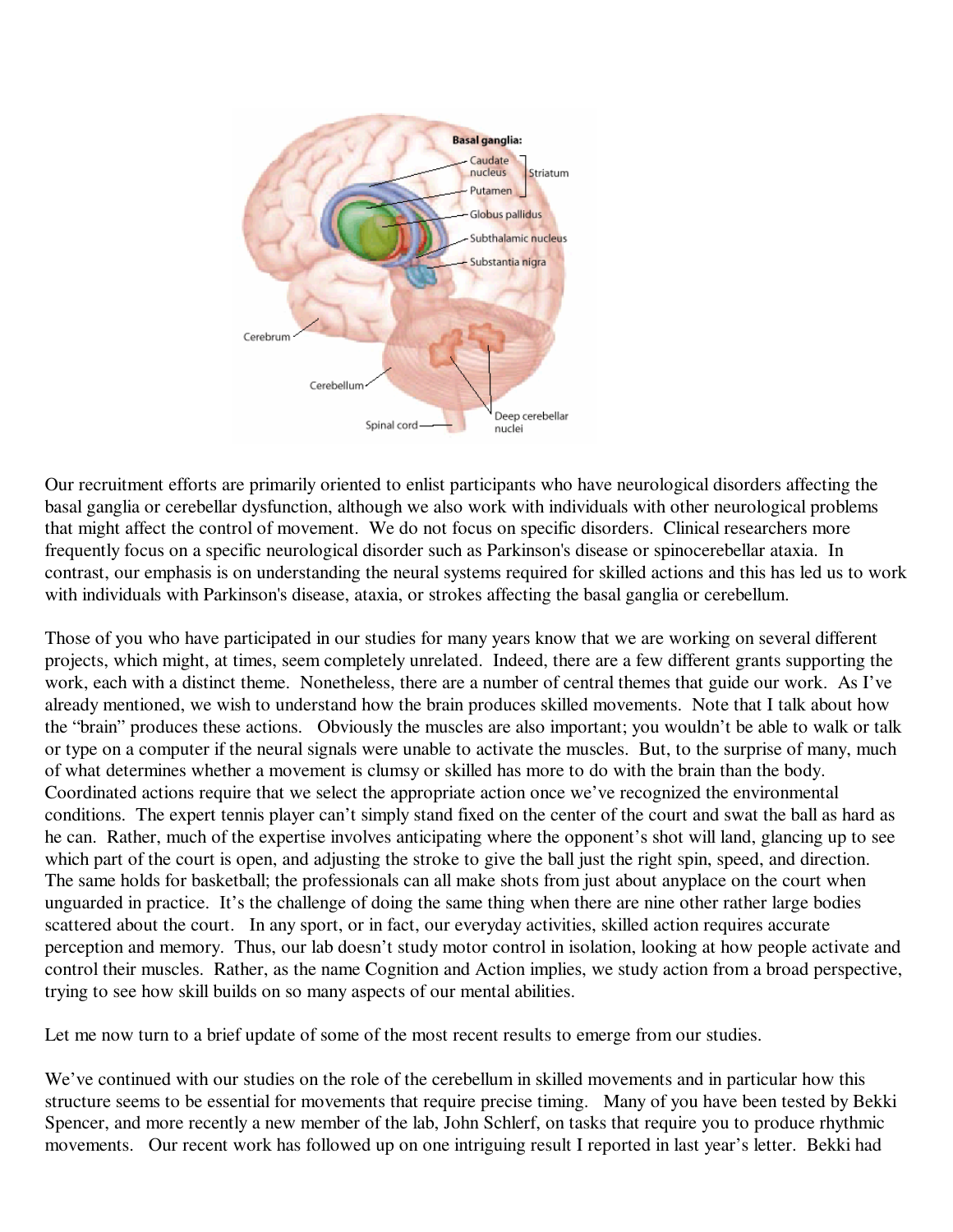Our recruitment efforts are primarily oriented to enlist participants who have neurological disorders affecting the basal ganglia or cerebellar dysfunction, although we also work with individuals with other neurological problems that might affect the control of movement. We do not focus on specific disorders. Clinical researchers more frequently focus on a specific neurological disorder such as Parkinson's disease or spinocerebellar ataxia. In contrast, our emphasis is on understanding the neural systems required for skilled actions and this has led us to work with individuals with Parkinson's disease, ataxia, or strokes affecting the basal ganglia or cerebellum.

Those of you who have participated in our studies for many years know that we are working on several different projects, which might, at times, seem completely unrelated. Indeed, there are a few different grants supporting the work, each with a distinct theme. Nonetheless, there are a number of central themes that guide our work. As I've already mentioned, we wish to understand how the brain produces skilled movements. Note that I talk about how the "brain" produces these actions. Obviously the muscles are also important; you wouldn't be able to walk or talk or type on a computer if the neural signals were unable to activate the muscles. But, to the surprise of many, much of what determines whether a movement is clumsy or skilled has more to do with the brain than the body. Coordinated actions require that we select the appropriate action once we've recognized the environmental conditions. The expert tennis player can't simply stand fixed on the center of the court and swat the ball as hard as he can. Rather, much of the expertise involves anticipating where the opponent's shot will land, glancing up to see which part of the court is open, and adjusting the stroke to give the ball just the right spin, speed, and direction. The same holds for basketball; the professionals can all make shots from just about anyplace on the court when unguarded in practice. It's the challenge of doing the same thing when there are nine other rather large bodies scattered about the court. In any sport, or in fact, our everyday activities, skilled action requires accurate perception and memory. Thus, our lab doesn't study motor control in isolation, looking at how people activate and control their muscles. Rather, as the name Cognition and Action implies, we study action from a broad perspective, trying to see how skill builds on so many aspects of our mental abilities.

Let me now turn to a brief update of some of the most recent results to emerge from our studies.

We've continued with our studies on the role of the cerebellum in skilled movements and in particular how this structure seems to be essential for movements that require precise timing. Many of you have been tested by Bekki Spencer, and more recently a new member of the lab, John Schlerf, on tasks that require you to produce rhythmic movements. Our recent work has followed up on one intriguing result I reported in last year's letter. Bekki had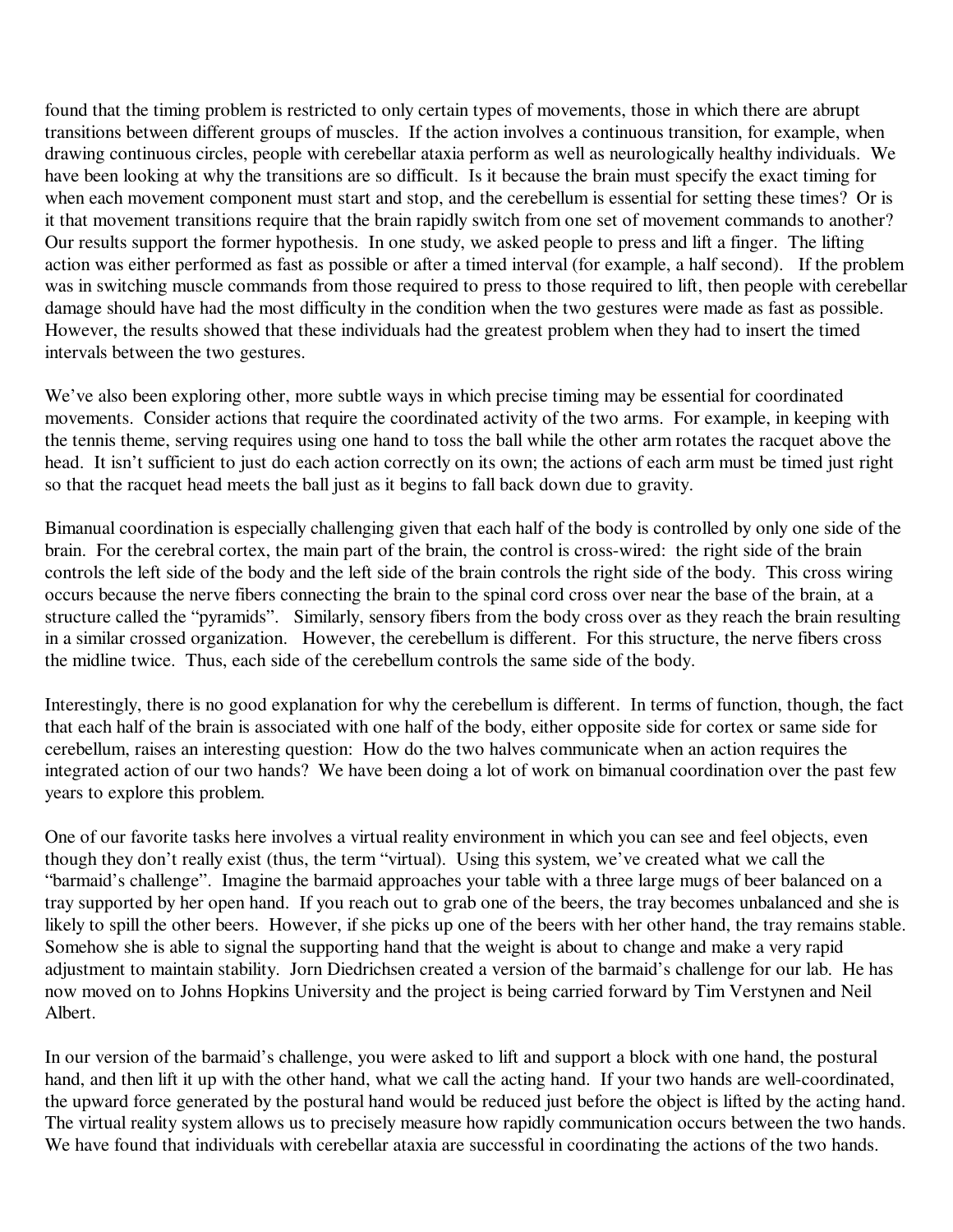found that the timing problem is restricted to only certain types of movements, those in which there are abrupt transitions between different groups of muscles. If the action involves a continuous transition, for example, when drawing continuous circles, people with cerebellar ataxia perform as well as neurologically healthy individuals. We have been looking at why the transitions are so difficult. Is it because the brain must specify the exact timing for when each movement component must start and stop, and the cerebellum is essential for setting these times? Or is it that movement transitions require that the brain rapidly switch from one set of movement commands to another? Our results support the former hypothesis. In one study, we asked people to press and lift a finger. The lifting action was either performed as fast as possible or after a timed interval (for example, a half second). If the problem was in switching muscle commands from those required to press to those required to lift, then people with cerebellar damage should have had the most difficulty in the condition when the two gestures were made as fast as possible. However, the results showed that these individuals had the greatest problem when they had to insert the timed intervals between the two gestures.

We've also been exploring other, more subtle ways in which precise timing may be essential for coordinated movements. Consider actions that require the coordinated activity of the two arms. For example, in keeping with the tennis theme, serving requires using one hand to toss the ball while the other arm rotates the racquet above the head. It isn't sufficient to just do each action correctly on its own; the actions of each arm must be timed just right so that the racquet head meets the ball just as it begins to fall back down due to gravity.

Bimanual coordination is especially challenging given that each half of the body is controlled by only one side of the brain. For the cerebral cortex, the main part of the brain, the control is cross-wired: the right side of the brain controls the left side of the body and the left side of the brain controls the right side of the body. This cross wiring occurs because the nerve fibers connecting the brain to the spinal cord cross over near the base of the brain, at a structure called the "pyramids". Similarly, sensory fibers from the body cross over as they reach the brain resulting in a similar crossed organization. However, the cerebellum is different. For this structure, the nerve fibers cross the midline twice. Thus, each side of the cerebellum controls the same side of the body.

Interestingly, there is no good explanation for why the cerebellum is different. In terms of function, though, the fact that each half of the brain is associated with one half of the body, either opposite side for cortex or same side for cerebellum, raises an interesting question: How do the two halves communicate when an action requires the integrated action of our two hands? We have been doing a lot of work on bimanual coordination over the past few years to explore this problem.

One of our favorite tasks here involves a virtual reality environment in which you can see and feel objects, even though they don't really exist (thus, the term "virtual). Using this system, we've created what we call the "barmaid's challenge". Imagine the barmaid approaches your table with a three large mugs of beer balanced on a tray supported by her open hand. If you reach out to grab one of the beers, the tray becomes unbalanced and she is likely to spill the other beers. However, if she picks up one of the beers with her other hand, the tray remains stable. Somehow she is able to signal the supporting hand that the weight is about to change and make a very rapid adjustment to maintain stability. Jorn Diedrichsen created a version of the barmaid's challenge for our lab. He has now moved on to Johns Hopkins University and the project is being carried forward by Tim Verstynen and Neil Albert.

In our version of the barmaid's challenge, you were asked to lift and support a block with one hand, the postural hand, and then lift it up with the other hand, what we call the acting hand. If your two hands are well-coordinated, the upward force generated by the postural hand would be reduced just before the object is lifted by the acting hand. The virtual reality system allows us to precisely measure how rapidly communication occurs between the two hands. We have found that individuals with cerebellar ataxia are successful in coordinating the actions of the two hands.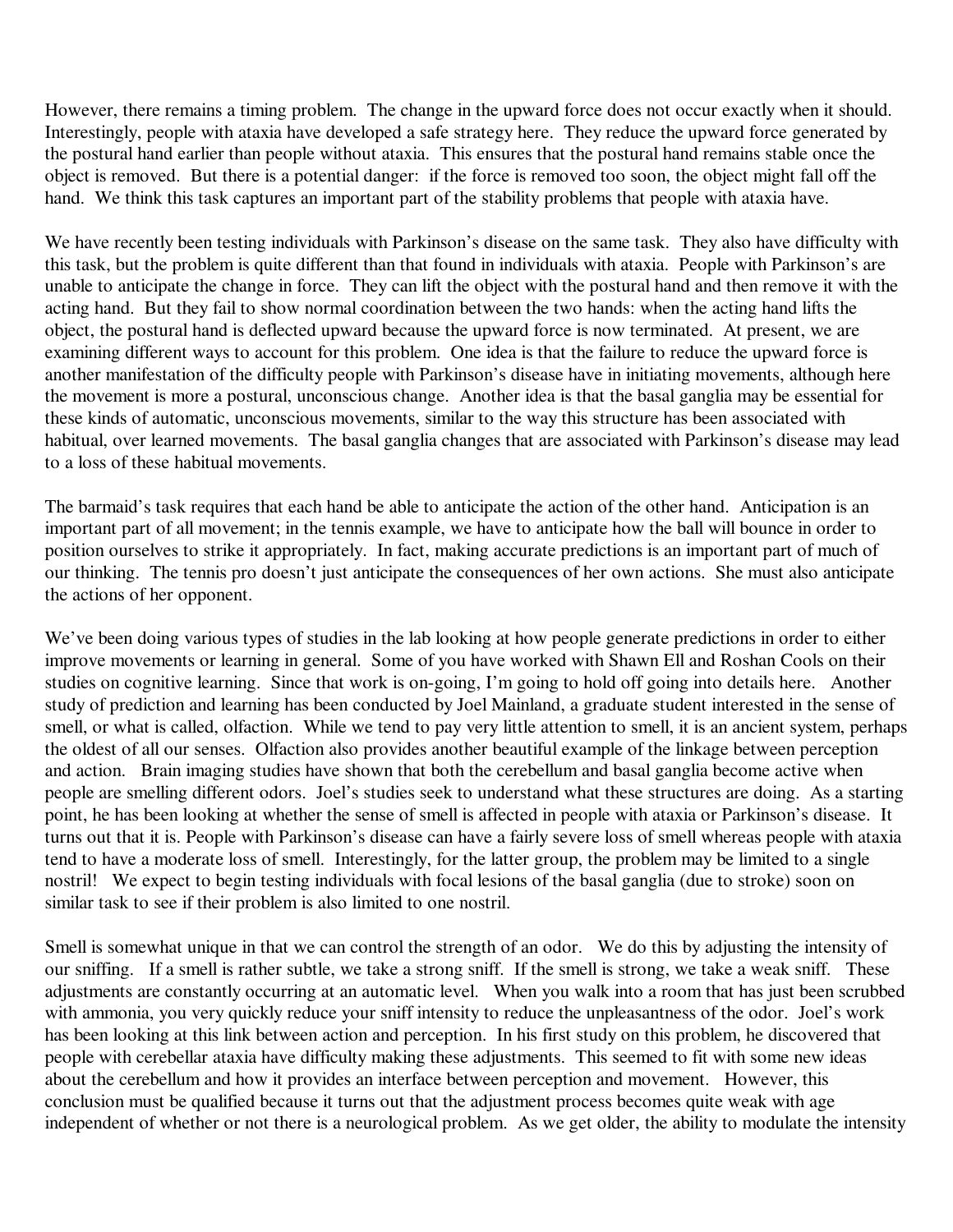However, there remains a timing problem. The change in the upward force does not occur exactly when it should. Interestingly, people with ataxia have developed a safe strategy here. They reduce the upward force generated by the postural hand earlier than people without ataxia. This ensures that the postural hand remains stable once the object is removed. But there is a potential danger: if the force is removed too soon, the object might fall off the hand. We think this task captures an important part of the stability problems that people with ataxia have.

We have recently been testing individuals with Parkinson's disease on the same task. They also have difficulty with this task, but the problem is quite different than that found in individuals with ataxia. People with Parkinson's are unable to anticipate the change in force. They can lift the object with the postural hand and then remove it with the acting hand. But they fail to show normal coordination between the two hands: when the acting hand lifts the object, the postural hand is deflected upward because the upward force is now terminated. At present, we are examining different ways to account for this problem. One idea is that the failure to reduce the upward force is another manifestation of the difficulty people with Parkinson's disease have in initiating movements, although here the movement is more a postural, unconscious change. Another idea is that the basal ganglia may be essential for these kinds of automatic, unconscious movements, similar to the way this structure has been associated with habitual, over learned movements. The basal ganglia changes that are associated with Parkinson's disease may lead to a loss of these habitual movements.

The barmaid's task requires that each hand be able to anticipate the action of the other hand. Anticipation is an important part of all movement; in the tennis example, we have to anticipate how the ball will bounce in order to position ourselves to strike it appropriately. In fact, making accurate predictions is an important part of much of our thinking. The tennis pro doesn't just anticipate the consequences of her own actions. She must also anticipate the actions of her opponent.

We've been doing various types of studies in the lab looking at how people generate predictions in order to either improve movements or learning in general. Some of you have worked with Shawn Ell and Roshan Cools on their studies on cognitive learning. Since that work is on-going, I'm going to hold off going into details here. Another study of prediction and learning has been conducted by Joel Mainland, a graduate student interested in the sense of smell, or what is called, olfaction. While we tend to pay very little attention to smell, it is an ancient system, perhaps the oldest of all our senses. Olfaction also provides another beautiful example of the linkage between perception and action. Brain imaging studies have shown that both the cerebellum and basal ganglia become active when people are smelling different odors. Joel's studies seek to understand what these structures are doing. As a starting point, he has been looking at whether the sense of smell is affected in people with ataxia or Parkinson's disease. It turns out that it is. People with Parkinson's disease can have a fairly severe loss of smell whereas people with ataxia tend to have a moderate loss of smell. Interestingly, for the latter group, the problem may be limited to a single nostril! We expect to begin testing individuals with focal lesions of the basal ganglia (due to stroke) soon on similar task to see if their problem is also limited to one nostril.

Smell is somewhat unique in that we can control the strength of an odor. We do this by adjusting the intensity of our sniffing. If a smell is rather subtle, we take a strong sniff. If the smell is strong, we take a weak sniff. These adjustments are constantly occurring at an automatic level. When you walk into a room that has just been scrubbed with ammonia, you very quickly reduce your sniff intensity to reduce the unpleasantness of the odor. Joel's work has been looking at this link between action and perception. In his first study on this problem, he discovered that people with cerebellar ataxia have difficulty making these adjustments. This seemed to fit with some new ideas about the cerebellum and how it provides an interface between perception and movement. However, this conclusion must be qualified because it turns out that the adjustment process becomes quite weak with age independent of whether or not there is a neurological problem. As we get older, the ability to modulate the intensity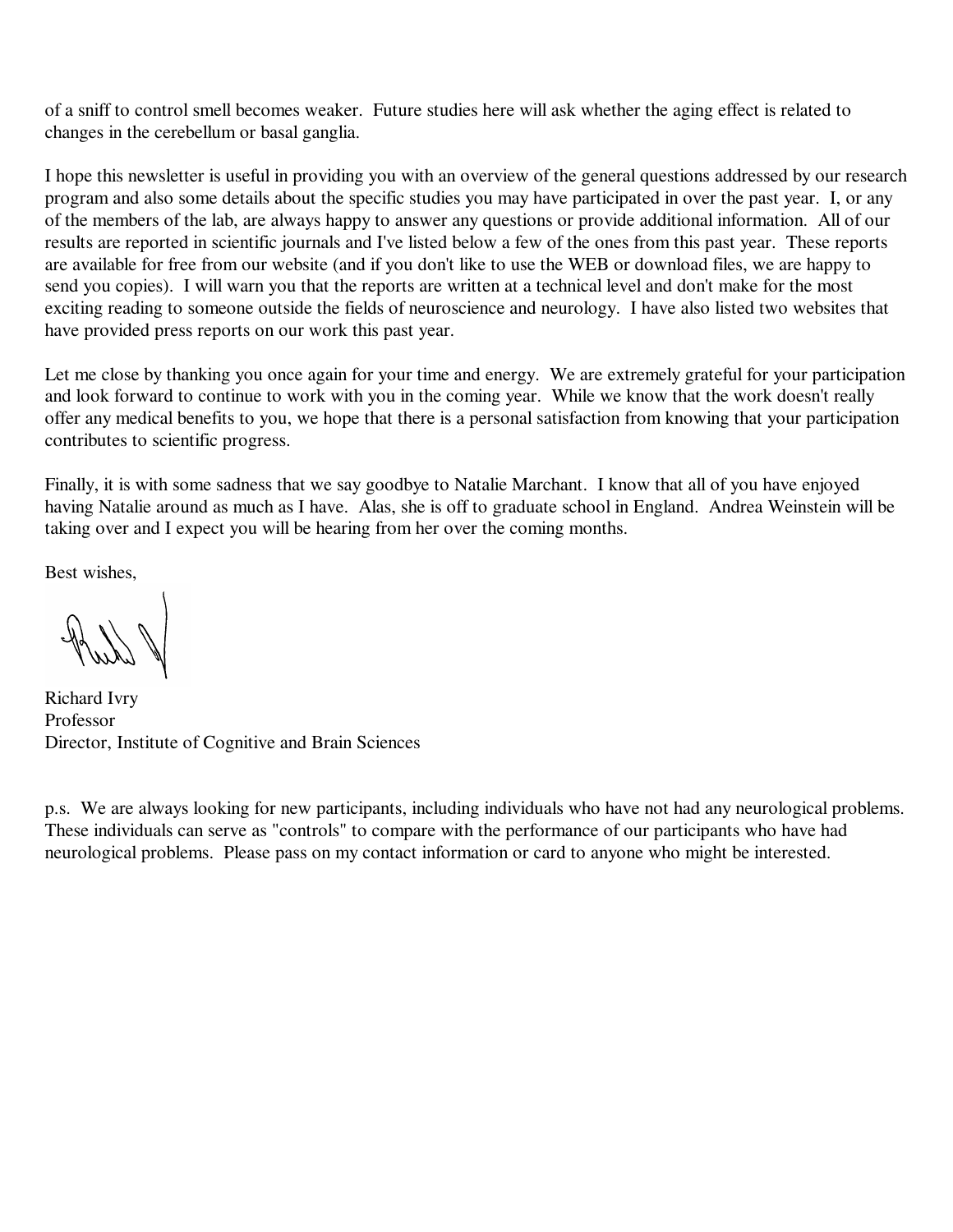of a sniff to control smell becomes weaker. Future studies here will ask whether the aging effect is related to changes in the cerebellum or basal ganglia.

I hope this newsletter is useful in providing you with an overview of the general questions addressed by our research program and also some details about the specific studies you may have participated in over the past year. I, or any of the members of the lab, are always happy to answer any questions or provide additional information. All of our results are reported in scientific journals and I've listed below a few of the ones from this past year. These reports are available for free from our website (and if you don't like to use the WEB or download files, we are happy to send you copies). I will warn you that the reports are written at a technical level and don't make for the most exciting reading to someone outside the fields of neuroscience and neurology. I have also listed two websites that have provided press reports on our work this past year.

Let me close by thanking you once again for your time and energy. We are extremely grateful for your participation and look forward to continue to work with you in the coming year. While we know that the work doesn't really offer any medical benefits to you, we hope that there is a personal satisfaction from knowing that your participation contributes to scientific progress.

Finally, it is with some sadness that we say goodbye to Natalie Marchant. I know that all of you have enjoyed having Natalie around as much as I have. Alas, she is off to graduate school in England. Andrea Weinstein will be taking over and I expect you will be hearing from her over the coming months.

Best wishes,

Richard Ivry  
Professor  
Director, Institute of Cognitive and Brain Sciences

p.s. We are always looking for new participants, including individuals who have not had any neurological problems. These individuals can serve as "controls" to compare with the performance of our participants who have had neurological problems. Please pass on my contact information or card to anyone who might be interested.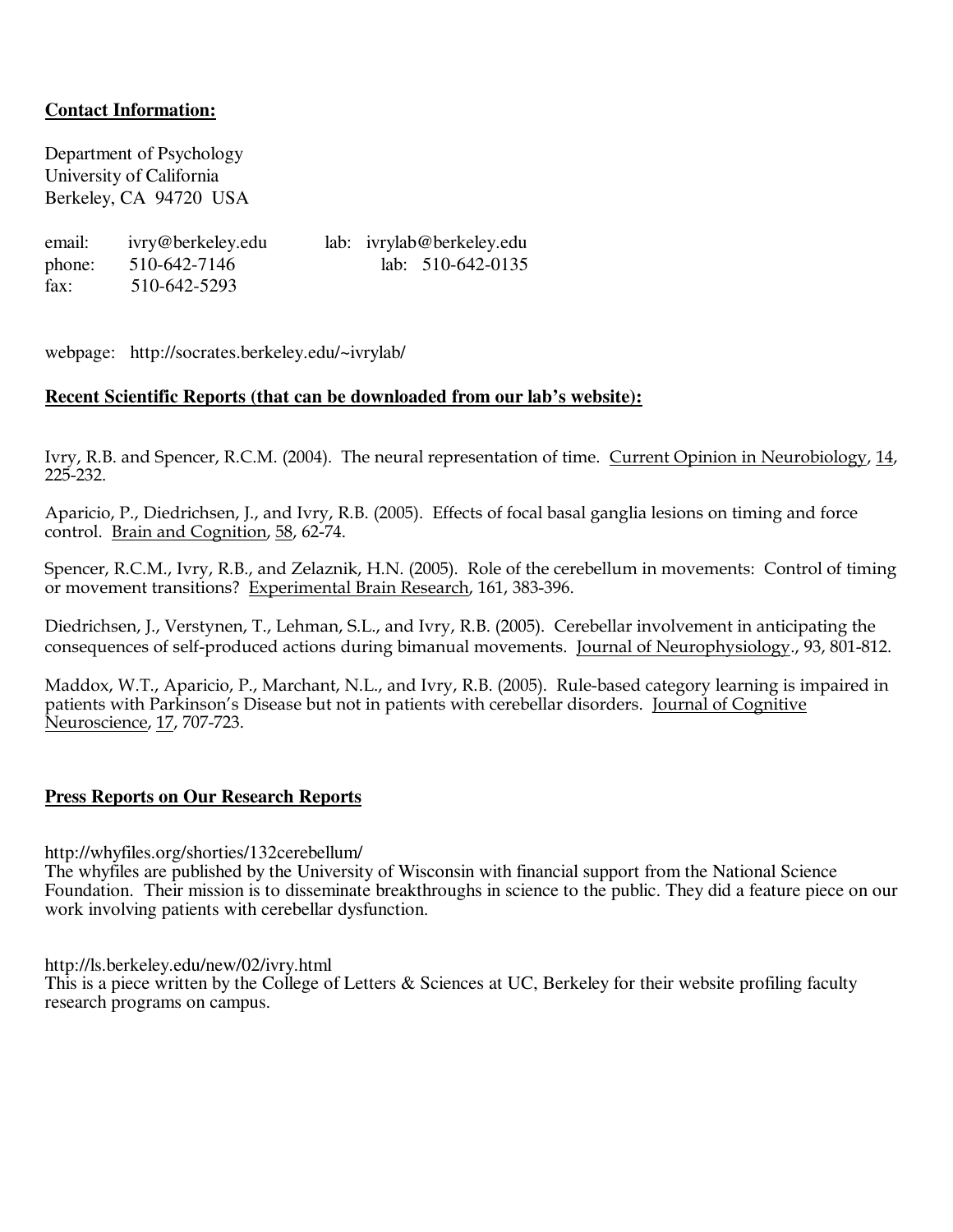**Contact Information:**

Department of Psychology
University of California
Berkeley, CA 94720 USA

email: ivry@berkeley.edu lab: ivrylab@berkeley.edu
phone: 510-642-7146 lab: 510-642-0135
fax: 510-642-5293

webpage: http://socrates.berkeley.edu/~ivrylab/

**Recent Scientific Reports (that can be downloaded from our lab's website):**

Ivry, R.B. and Spencer, R.C.M. (2004). The neural representation of time. Current Opinion in Neurobiology, 14, 225-232.

Aparicio, P., Diedrichsen, J., and Ivry, R.B. (2005). Effects of focal basal ganglia lesions on timing and force control. Brain and Cognition, 58, 62-74.

Spencer, R.C.M., Ivry, R.B., and Zelaznik, H.N. (2005). Role of the cerebellum in movements: Control of timing or movement transitions? Experimental Brain Research, 161, 383-396.

Diedrichsen, J., Verstynen, T., Lehman, S.L., and Ivry, R.B. (2005). Cerebellar involvement in anticipating the consequences of self-produced actions during bimanual movements. Journal of Neurophysiology., 93, 801-812.

Maddox, W.T., Aparicio, P., Marchant, N.L., and Ivry, R.B. (2005). Rule-based category learning is impaired in patients with Parkinson's Disease but not in patients with cerebellar disorders. Journal of Cognitive Neuroscience, 17, 707-723.

**Press Reports on Our Research Reports**

http://whyfiles.org/shorties/132cerebellum/
The whyfiles are published by the University of Wisconsin with financial support from the National Science Foundation. Their mission is to disseminate breakthroughs in science to the public. They did a feature piece on our work involving patients with cerebellar dysfunction.

http://ls.berkeley.edu/new/02/ivry.html
This is a piece written by the College of Letters & Sciences at UC, Berkeley for their website profiling faculty research programs on campus.